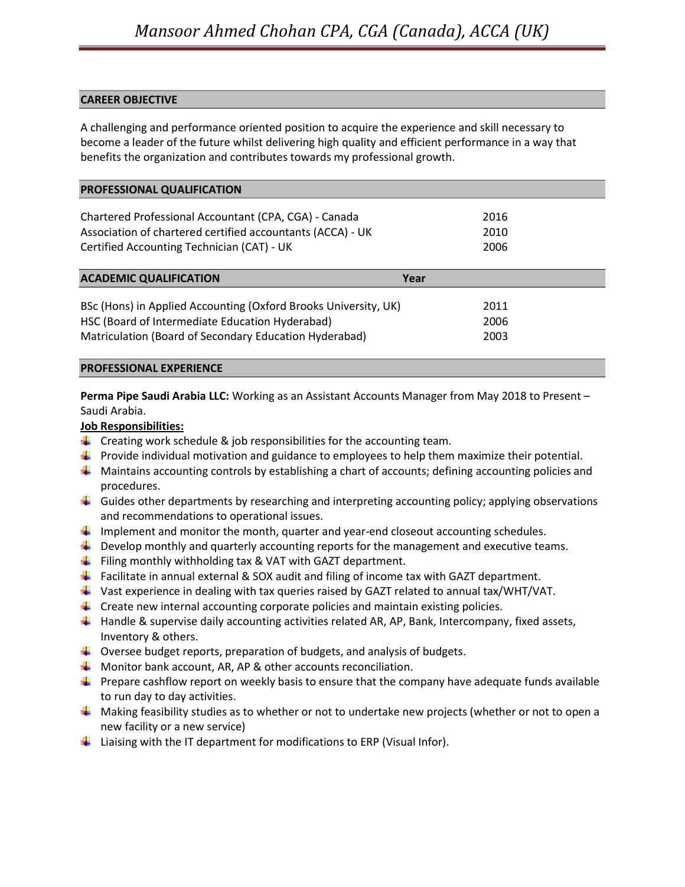# *Mansoor Ahmed Chohan CPA, CGA (Canada), ACCA (UK)*

## CAREER OBJECTIVE

A challenging and performance oriented position to acquire the experience and skill necessary to become a leader of the future whilst delivering high quality and efficient performance in a way that benefits the organization and contributes towards my professional growth.

## PROFESSIONAL QUALIFICATION

| | |
|---|---|
| Chartered Professional Accountant (CPA, CGA) - Canada | 2016 |
| Association of chartered certified accountants (ACCA) - UK | 2010 |
| Certified Accounting Technician (CAT) - UK | 2006 |

## ACADEMIC QUALIFICATION

| | Year |
|---|---|
| BSc (Hons) in Applied Accounting (Oxford Brooks University, UK) | 2011 |
| HSC (Board of Intermediate Education Hyderabad) | 2006 |
| Matriculation (Board of Secondary Education Hyderabad) | 2003 |

## PROFESSIONAL EXPERIENCE

**Perma Pipe Saudi Arabia LLC:** Working as an Assistant Accounts Manager from May 2018 to Present – Saudi Arabia.

**Job Responsibilities:**

- Creating work schedule & job responsibilities for the accounting team.
- Provide individual motivation and guidance to employees to help them maximize their potential.
- Maintains accounting controls by establishing a chart of accounts; defining accounting policies and procedures.
- Guides other departments by researching and interpreting accounting policy; applying observations and recommendations to operational issues.
- Implement and monitor the month, quarter and year-end closeout accounting schedules.
- Develop monthly and quarterly accounting reports for the management and executive teams.
- Filing monthly withholding tax & VAT with GAZT department.
- Facilitate in annual external & SOX audit and filing of income tax with GAZT department.
- Vast experience in dealing with tax queries raised by GAZT related to annual tax/WHT/VAT.
- Create new internal accounting corporate policies and maintain existing policies.
- Handle & supervise daily accounting activities related AR, AP, Bank, Intercompany, fixed assets, Inventory & others.
- Oversee budget reports, preparation of budgets, and analysis of budgets.
- Monitor bank account, AR, AP & other accounts reconciliation.
- Prepare cashflow report on weekly basis to ensure that the company have adequate funds available to run day to day activities.
- Making feasibility studies as to whether or not to undertake new projects (whether or not to open a new facility or a new service)
- Liaising with the IT department for modifications to ERP (Visual Infor).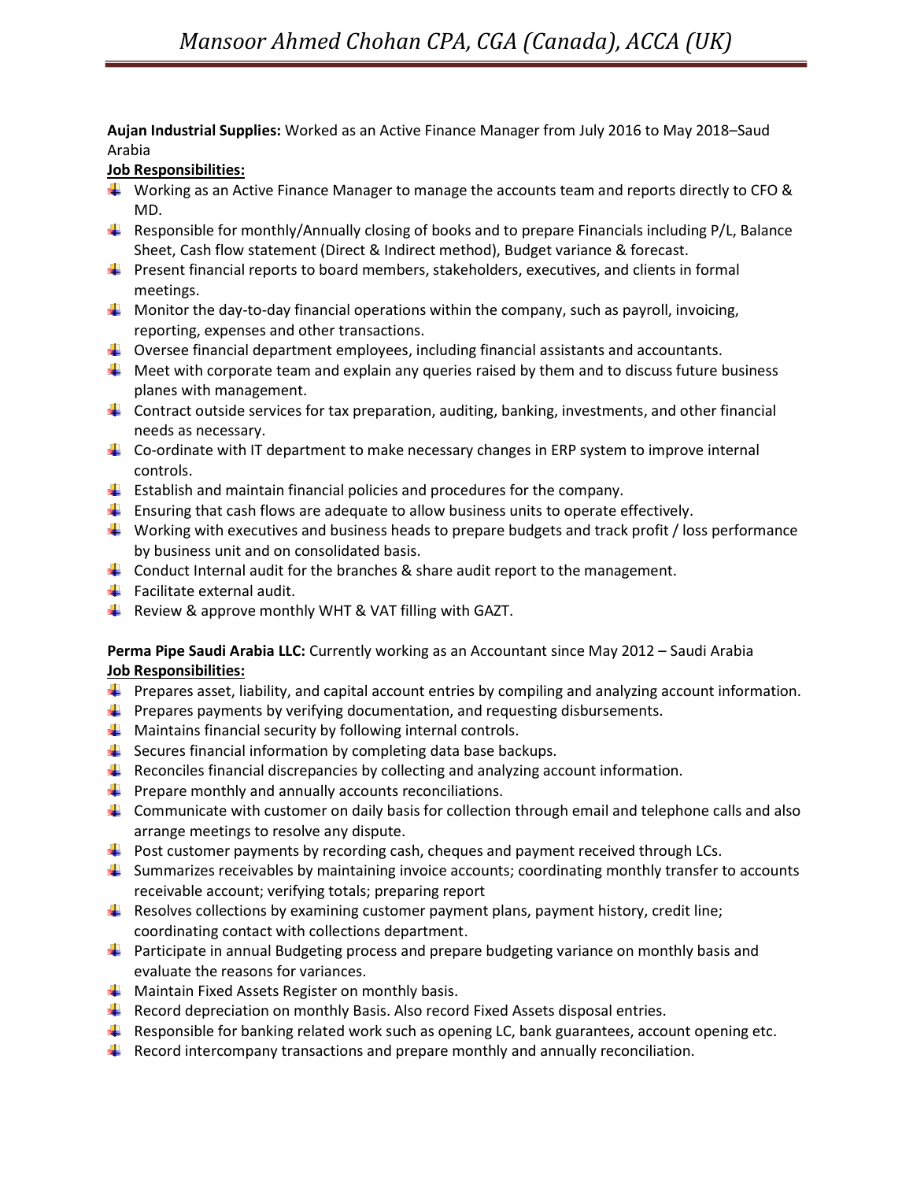**Aujan Industrial Supplies:** Worked as an Active Finance Manager from July 2016 to May 2018–Saud Arabia

**Job Responsibilities:**

- Working as an Active Finance Manager to manage the accounts team and reports directly to CFO & MD.
- Responsible for monthly/Annually closing of books and to prepare Financials including P/L, Balance Sheet, Cash flow statement (Direct & Indirect method), Budget variance & forecast.
- Present financial reports to board members, stakeholders, executives, and clients in formal meetings.
- Monitor the day-to-day financial operations within the company, such as payroll, invoicing, reporting, expenses and other transactions.
- Oversee financial department employees, including financial assistants and accountants.
- Meet with corporate team and explain any queries raised by them and to discuss future business planes with management.
- Contract outside services for tax preparation, auditing, banking, investments, and other financial needs as necessary.
- Co-ordinate with IT department to make necessary changes in ERP system to improve internal controls.
- Establish and maintain financial policies and procedures for the company.
- Ensuring that cash flows are adequate to allow business units to operate effectively.
- Working with executives and business heads to prepare budgets and track profit / loss performance by business unit and on consolidated basis.
- Conduct Internal audit for the branches & share audit report to the management.
- Facilitate external audit.
- Review & approve monthly WHT & VAT filling with GAZT.

**Perma Pipe Saudi Arabia LLC:** Currently working as an Accountant since May 2012 – Saudi Arabia

**Job Responsibilities:**

- Prepares asset, liability, and capital account entries by compiling and analyzing account information.
- Prepares payments by verifying documentation, and requesting disbursements.
- Maintains financial security by following internal controls.
- Secures financial information by completing data base backups.
- Reconciles financial discrepancies by collecting and analyzing account information.
- Prepare monthly and annually accounts reconciliations.
- Communicate with customer on daily basis for collection through email and telephone calls and also arrange meetings to resolve any dispute.
- Post customer payments by recording cash, cheques and payment received through LCs.
- Summarizes receivables by maintaining invoice accounts; coordinating monthly transfer to accounts receivable account; verifying totals; preparing report
- Resolves collections by examining customer payment plans, payment history, credit line; coordinating contact with collections department.
- Participate in annual Budgeting process and prepare budgeting variance on monthly basis and evaluate the reasons for variances.
- Maintain Fixed Assets Register on monthly basis.
- Record depreciation on monthly Basis. Also record Fixed Assets disposal entries.
- Responsible for banking related work such as opening LC, bank guarantees, account opening etc.
- Record intercompany transactions and prepare monthly and annually reconciliation.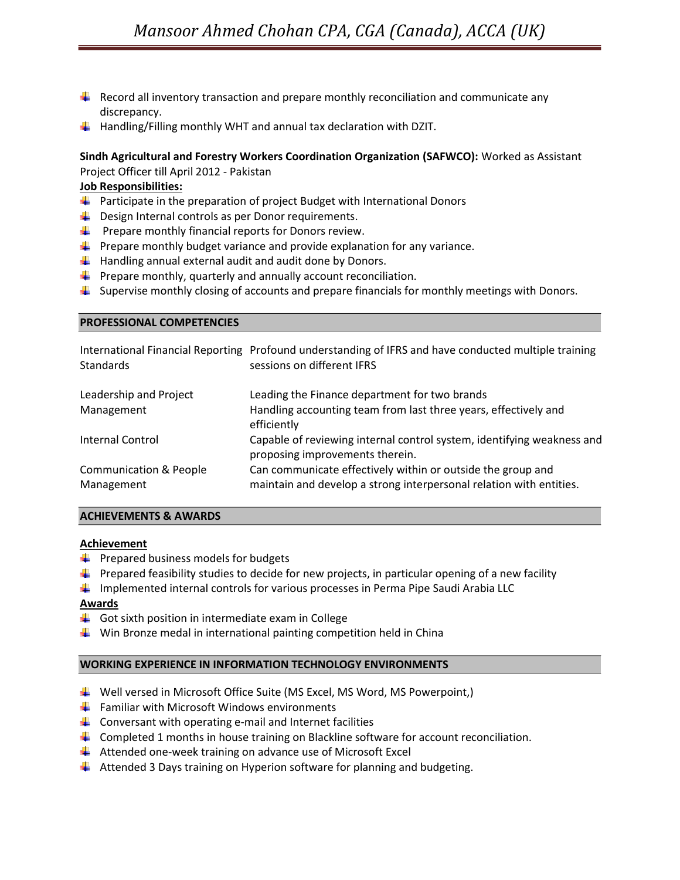- Record all inventory transaction and prepare monthly reconciliation and communicate any discrepancy.
- Handling/Filling monthly WHT and annual tax declaration with DZIT.

**Sindh Agricultural and Forestry Workers Coordination Organization (SAFWCO):** Worked as Assistant Project Officer till April 2012 - Pakistan

**Job Responsibilities:**

- Participate in the preparation of project Budget with International Donors
- Design Internal controls as per Donor requirements.
- Prepare monthly financial reports for Donors review.
- Prepare monthly budget variance and provide explanation for any variance.
- Handling annual external audit and audit done by Donors.
- Prepare monthly, quarterly and annually account reconciliation.
- Supervise monthly closing of accounts and prepare financials for monthly meetings with Donors.

## PROFESSIONAL COMPETENCIES

| | |
|---|---|
| International Financial Reporting Standards | Profound understanding of IFRS and have conducted multiple training sessions on different IFRS |
| Leadership and Project Management | Leading the Finance department for two brands<br>Handling accounting team from last three years, effectively and efficiently |
| Internal Control | Capable of reviewing internal control system, identifying weakness and proposing improvements therein. |
| Communication & People Management | Can communicate effectively within or outside the group and maintain and develop a strong interpersonal relation with entities. |

## ACHIEVEMENTS & AWARDS

**Achievement**

- Prepared business models for budgets
- Prepared feasibility studies to decide for new projects, in particular opening of a new facility
- Implemented internal controls for various processes in Perma Pipe Saudi Arabia LLC

**Awards**

- Got sixth position in intermediate exam in College
- Win Bronze medal in international painting competition held in China

## WORKING EXPERIENCE IN INFORMATION TECHNOLOGY ENVIRONMENTS

- Well versed in Microsoft Office Suite (MS Excel, MS Word, MS Powerpoint,)
- Familiar with Microsoft Windows environments
- Conversant with operating e-mail and Internet facilities
- Completed 1 months in house training on Blackline software for account reconciliation.
- Attended one-week training on advance use of Microsoft Excel
- Attended 3 Days training on Hyperion software for planning and budgeting.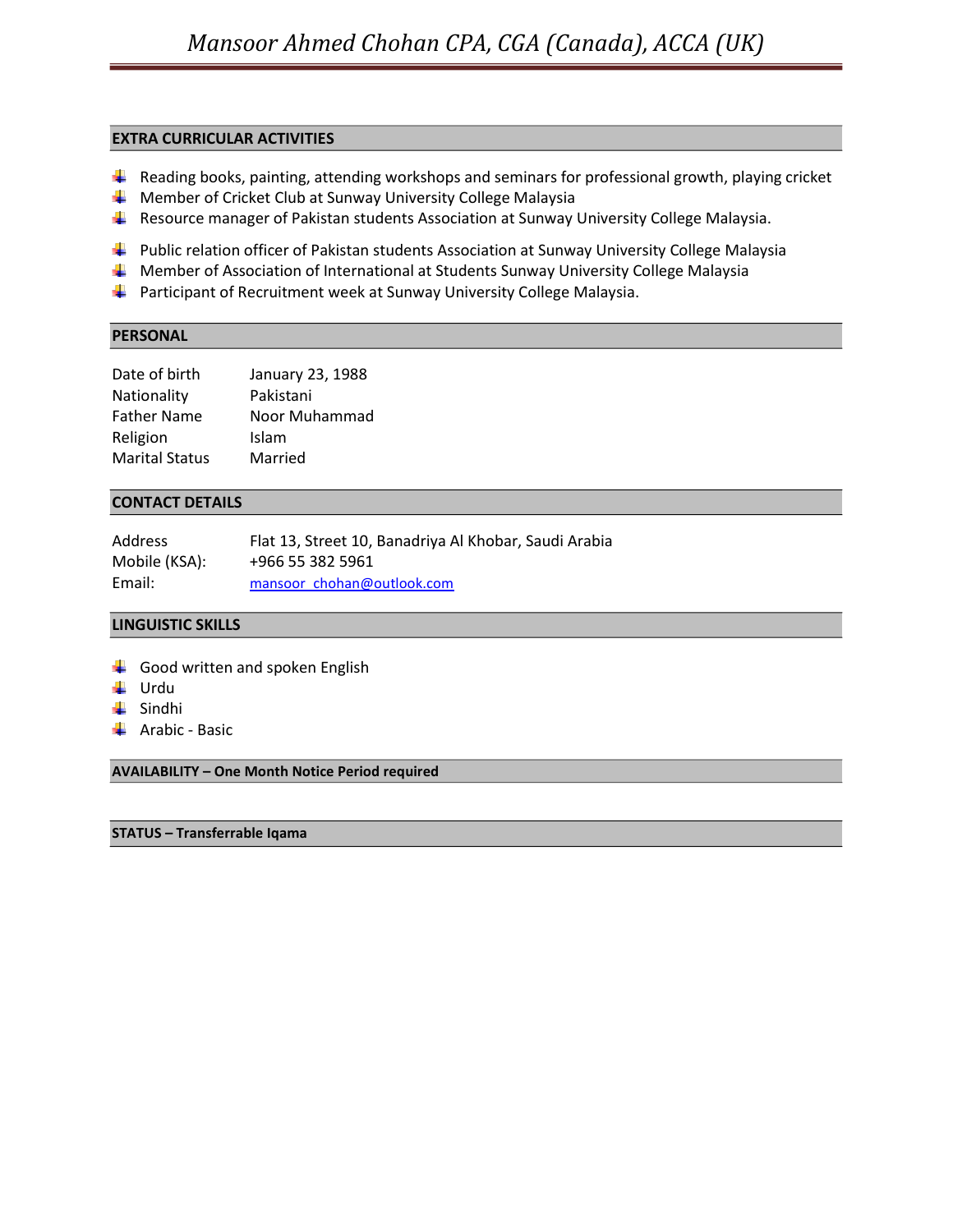## EXTRA CURRICULAR ACTIVITIES

- Reading books, painting, attending workshops and seminars for professional growth, playing cricket
- Member of Cricket Club at Sunway University College Malaysia
- Resource manager of Pakistan students Association at Sunway University College Malaysia.
- Public relation officer of Pakistan students Association at Sunway University College Malaysia
- Member of Association of International at Students Sunway University College Malaysia
- Participant of Recruitment week at Sunway University College Malaysia.

## PERSONAL

| | |
|---|---|
| Date of birth | January 23, 1988 |
| Nationality | Pakistani |
| Father Name | Noor Muhammad |
| Religion | Islam |
| Marital Status | Married |

## CONTACT DETAILS

| | |
|---|---|
| Address | Flat 13, Street 10, Banadriya Al Khobar, Saudi Arabia |
| Mobile (KSA): | +966 55 382 5961 |
| Email: | mansoor_chohan@outlook.com |

## LINGUISTIC SKILLS

- Good written and spoken English
- Urdu
- Sindhi
- Arabic - Basic

## AVAILABILITY – One Month Notice Period required

## STATUS – Transferrable Iqama